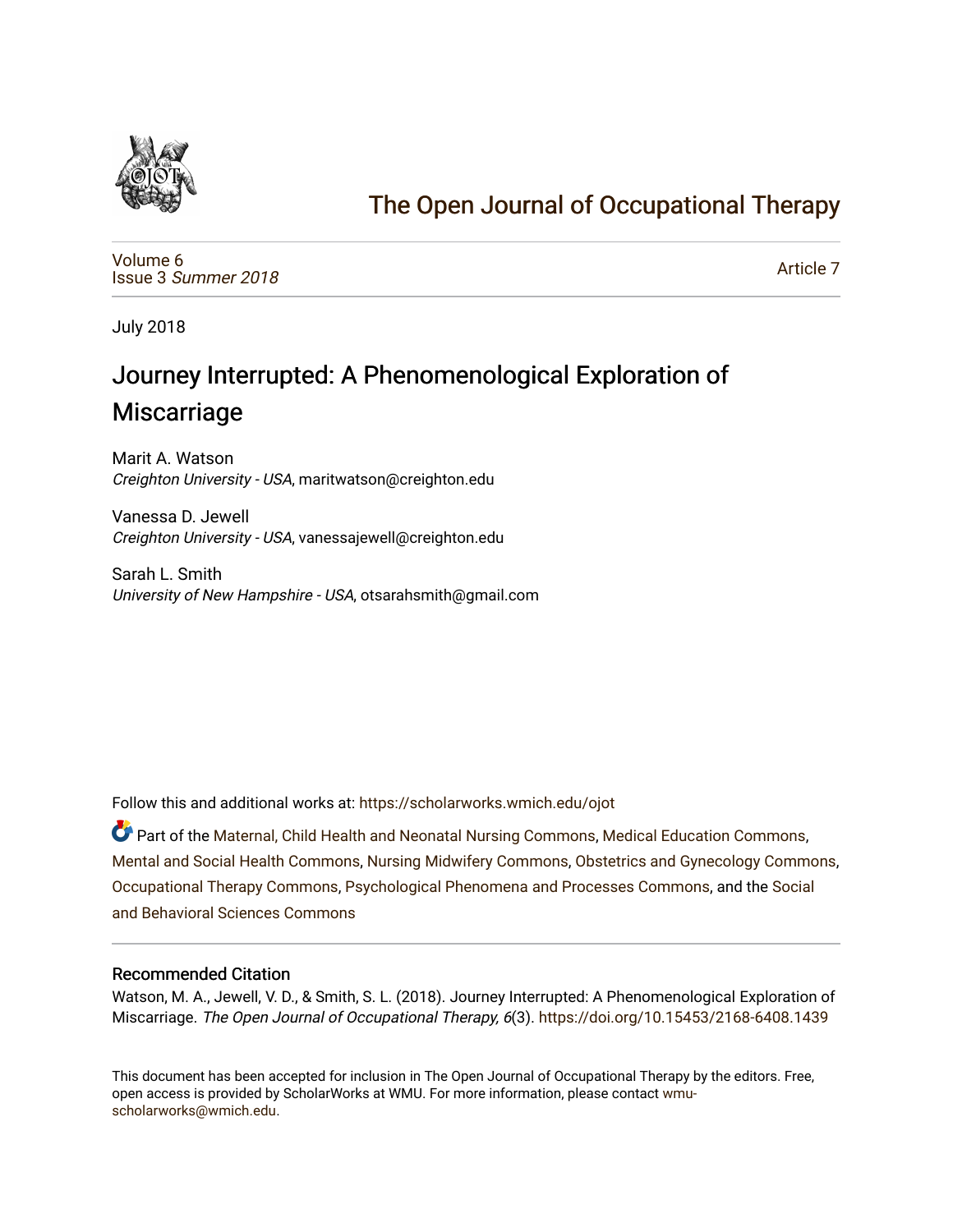# The Open Journal of Occupational Therapy

Volume 6
Issue 3 *Summer 2018*

Article 7

July 2018

## Journey Interrupted: A Phenomenological Exploration of Miscarriage

Marit A. Watson
*Creighton University - USA*, maritwatson@creighton.edu

Vanessa D. Jewell
*Creighton University - USA*, vanessajewell@creighton.edu

Sarah L. Smith
*University of New Hampshire - USA*, otsarahsmith@gmail.com

Follow this and additional works at: https://scholarworks.wmich.edu/ojot

Part of the Maternal, Child Health and Neonatal Nursing Commons, Medical Education Commons, Mental and Social Health Commons, Nursing Midwifery Commons, Obstetrics and Gynecology Commons, Occupational Therapy Commons, Psychological Phenomena and Processes Commons, and the Social and Behavioral Sciences Commons

### Recommended Citation

Watson, M. A., Jewell, V. D., & Smith, S. L. (2018). Journey Interrupted: A Phenomenological Exploration of Miscarriage. *The Open Journal of Occupational Therapy, 6*(3). https://doi.org/10.15453/2168-6408.1439

This document has been accepted for inclusion in The Open Journal of Occupational Therapy by the editors. Free, open access is provided by ScholarWorks at WMU. For more information, please contact wmu-scholarworks@wmich.edu.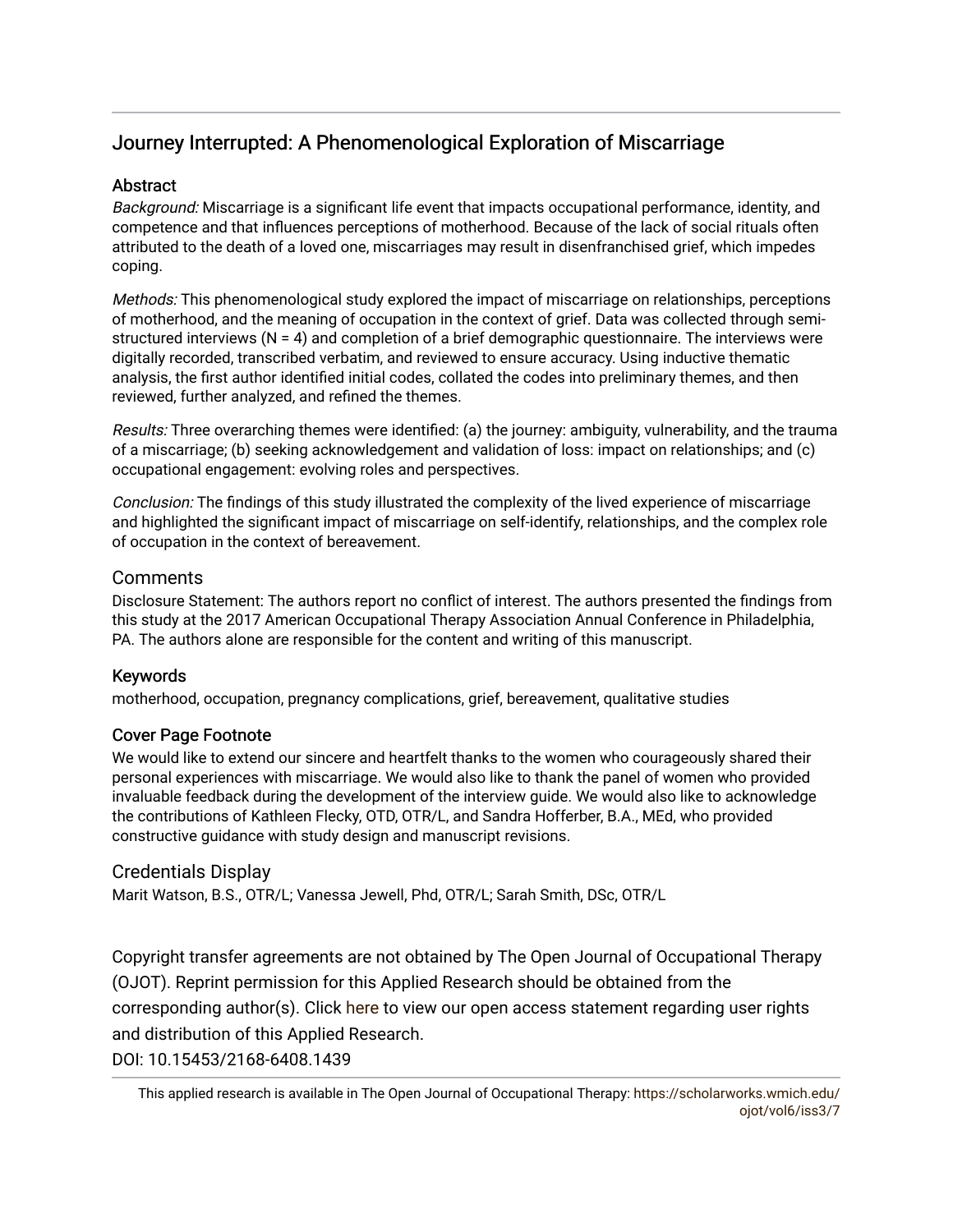# Journey Interrupted: A Phenomenological Exploration of Miscarriage

## Abstract

*Background:* Miscarriage is a significant life event that impacts occupational performance, identity, and competence and that influences perceptions of motherhood. Because of the lack of social rituals often attributed to the death of a loved one, miscarriages may result in disenfranchised grief, which impedes coping.

*Methods:* This phenomenological study explored the impact of miscarriage on relationships, perceptions of motherhood, and the meaning of occupation in the context of grief. Data was collected through semi-structured interviews (N = 4) and completion of a brief demographic questionnaire. The interviews were digitally recorded, transcribed verbatim, and reviewed to ensure accuracy. Using inductive thematic analysis, the first author identified initial codes, collated the codes into preliminary themes, and then reviewed, further analyzed, and refined the themes.

*Results:* Three overarching themes were identified: (a) the journey: ambiguity, vulnerability, and the trauma of a miscarriage; (b) seeking acknowledgement and validation of loss: impact on relationships; and (c) occupational engagement: evolving roles and perspectives.

*Conclusion:* The findings of this study illustrated the complexity of the lived experience of miscarriage and highlighted the significant impact of miscarriage on self-identify, relationships, and the complex role of occupation in the context of bereavement.

## Comments

Disclosure Statement: The authors report no conflict of interest. The authors presented the findings from this study at the 2017 American Occupational Therapy Association Annual Conference in Philadelphia, PA. The authors alone are responsible for the content and writing of this manuscript.

## Keywords

motherhood, occupation, pregnancy complications, grief, bereavement, qualitative studies

## Cover Page Footnote

We would like to extend our sincere and heartfelt thanks to the women who courageously shared their personal experiences with miscarriage. We would also like to thank the panel of women who provided invaluable feedback during the development of the interview guide. We would also like to acknowledge the contributions of Kathleen Flecky, OTD, OTR/L, and Sandra Hofferber, B.A., MEd, who provided constructive guidance with study design and manuscript revisions.

## Credentials Display

Marit Watson, B.S., OTR/L; Vanessa Jewell, Phd, OTR/L; Sarah Smith, DSc, OTR/L

Copyright transfer agreements are not obtained by The Open Journal of Occupational Therapy (OJOT). Reprint permission for this Applied Research should be obtained from the corresponding author(s). Click here to view our open access statement regarding user rights and distribution of this Applied Research.

DOI: 10.15453/2168-6408.1439

This applied research is available in The Open Journal of Occupational Therapy: https://scholarworks.wmich.edu/ojot/vol6/iss3/7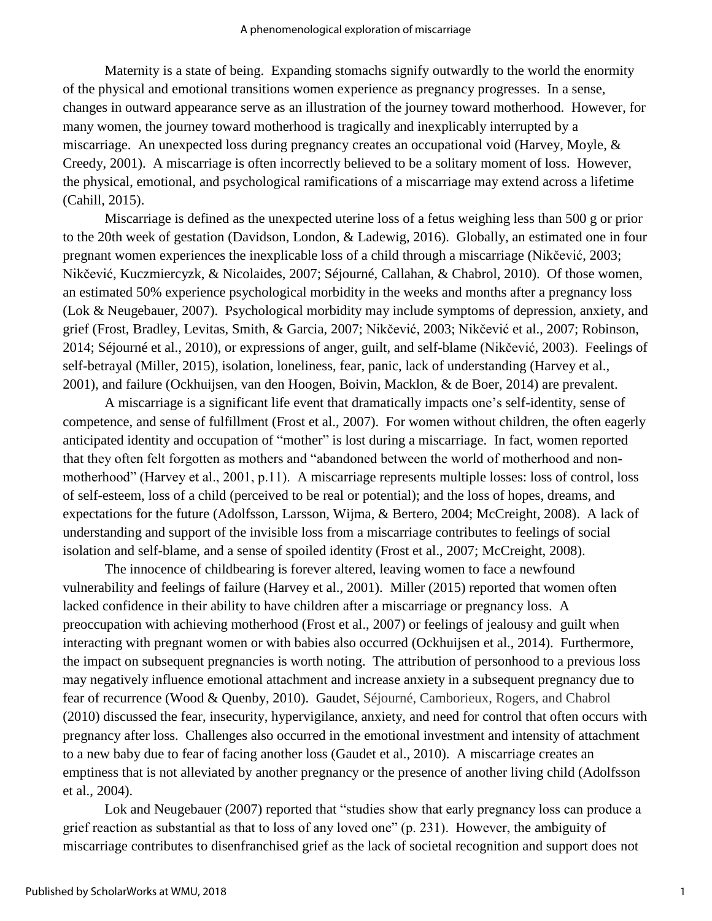Maternity is a state of being. Expanding stomachs signify outwardly to the world the enormity of the physical and emotional transitions women experience as pregnancy progresses. In a sense, changes in outward appearance serve as an illustration of the journey toward motherhood. However, for many women, the journey toward motherhood is tragically and inexplicably interrupted by a miscarriage. An unexpected loss during pregnancy creates an occupational void (Harvey, Moyle, & Creedy, 2001). A miscarriage is often incorrectly believed to be a solitary moment of loss. However, the physical, emotional, and psychological ramifications of a miscarriage may extend across a lifetime (Cahill, 2015).

Miscarriage is defined as the unexpected uterine loss of a fetus weighing less than 500 g or prior to the 20th week of gestation (Davidson, London, & Ladewig, 2016). Globally, an estimated one in four pregnant women experiences the inexplicable loss of a child through a miscarriage (Nikčević, 2003; Nikčević, Kuczmiercyzk, & Nicolaides, 2007; Séjourné, Callahan, & Chabrol, 2010). Of those women, an estimated 50% experience psychological morbidity in the weeks and months after a pregnancy loss (Lok & Neugebauer, 2007). Psychological morbidity may include symptoms of depression, anxiety, and grief (Frost, Bradley, Levitas, Smith, & Garcia, 2007; Nikčević, 2003; Nikčević et al., 2007; Robinson, 2014; Séjourné et al., 2010), or expressions of anger, guilt, and self-blame (Nikčević, 2003). Feelings of self-betrayal (Miller, 2015), isolation, loneliness, fear, panic, lack of understanding (Harvey et al., 2001), and failure (Ockhuijsen, van den Hoogen, Boivin, Macklon, & de Boer, 2014) are prevalent.

A miscarriage is a significant life event that dramatically impacts one's self-identity, sense of competence, and sense of fulfillment (Frost et al., 2007). For women without children, the often eagerly anticipated identity and occupation of "mother" is lost during a miscarriage. In fact, women reported that they often felt forgotten as mothers and "abandoned between the world of motherhood and non-motherhood" (Harvey et al., 2001, p.11). A miscarriage represents multiple losses: loss of control, loss of self-esteem, loss of a child (perceived to be real or potential); and the loss of hopes, dreams, and expectations for the future (Adolfsson, Larsson, Wijma, & Bertero, 2004; McCreight, 2008). A lack of understanding and support of the invisible loss from a miscarriage contributes to feelings of social isolation and self-blame, and a sense of spoiled identity (Frost et al., 2007; McCreight, 2008).

The innocence of childbearing is forever altered, leaving women to face a newfound vulnerability and feelings of failure (Harvey et al., 2001). Miller (2015) reported that women often lacked confidence in their ability to have children after a miscarriage or pregnancy loss. A preoccupation with achieving motherhood (Frost et al., 2007) or feelings of jealousy and guilt when interacting with pregnant women or with babies also occurred (Ockhuijsen et al., 2014). Furthermore, the impact on subsequent pregnancies is worth noting. The attribution of personhood to a previous loss may negatively influence emotional attachment and increase anxiety in a subsequent pregnancy due to fear of recurrence (Wood & Quenby, 2010). Gaudet, Séjourné, Camborieux, Rogers, and Chabrol (2010) discussed the fear, insecurity, hypervigilance, anxiety, and need for control that often occurs with pregnancy after loss. Challenges also occurred in the emotional investment and intensity of attachment to a new baby due to fear of facing another loss (Gaudet et al., 2010). A miscarriage creates an emptiness that is not alleviated by another pregnancy or the presence of another living child (Adolfsson et al., 2004).

Lok and Neugebauer (2007) reported that "studies show that early pregnancy loss can produce a grief reaction as substantial as that to loss of any loved one" (p. 231). However, the ambiguity of miscarriage contributes to disenfranchised grief as the lack of societal recognition and support does not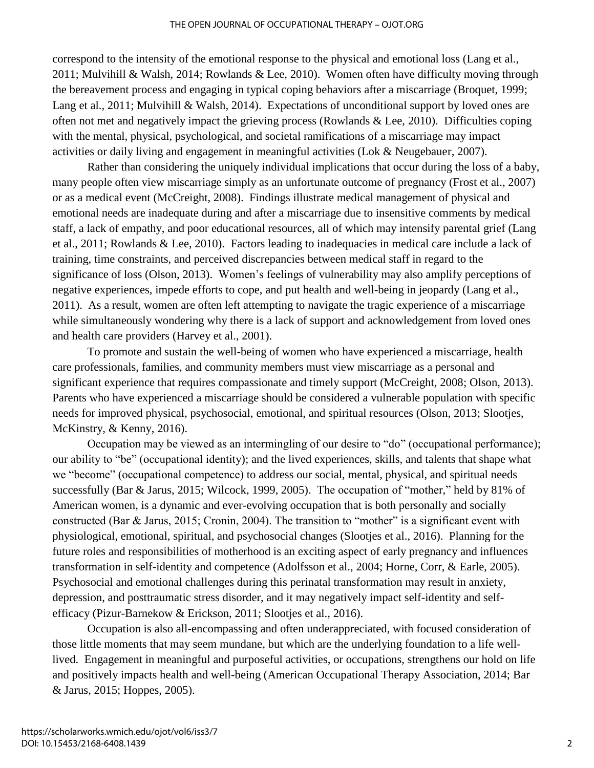correspond to the intensity of the emotional response to the physical and emotional loss (Lang et al., 2011; Mulvihill & Walsh, 2014; Rowlands & Lee, 2010). Women often have difficulty moving through the bereavement process and engaging in typical coping behaviors after a miscarriage (Broquet, 1999; Lang et al., 2011; Mulvihill & Walsh, 2014). Expectations of unconditional support by loved ones are often not met and negatively impact the grieving process (Rowlands & Lee, 2010). Difficulties coping with the mental, physical, psychological, and societal ramifications of a miscarriage may impact activities or daily living and engagement in meaningful activities (Lok & Neugebauer, 2007).

Rather than considering the uniquely individual implications that occur during the loss of a baby, many people often view miscarriage simply as an unfortunate outcome of pregnancy (Frost et al., 2007) or as a medical event (McCreight, 2008). Findings illustrate medical management of physical and emotional needs are inadequate during and after a miscarriage due to insensitive comments by medical staff, a lack of empathy, and poor educational resources, all of which may intensify parental grief (Lang et al., 2011; Rowlands & Lee, 2010). Factors leading to inadequacies in medical care include a lack of training, time constraints, and perceived discrepancies between medical staff in regard to the significance of loss (Olson, 2013). Women's feelings of vulnerability may also amplify perceptions of negative experiences, impede efforts to cope, and put health and well-being in jeopardy (Lang et al., 2011). As a result, women are often left attempting to navigate the tragic experience of a miscarriage while simultaneously wondering why there is a lack of support and acknowledgement from loved ones and health care providers (Harvey et al., 2001).

To promote and sustain the well-being of women who have experienced a miscarriage, health care professionals, families, and community members must view miscarriage as a personal and significant experience that requires compassionate and timely support (McCreight, 2008; Olson, 2013). Parents who have experienced a miscarriage should be considered a vulnerable population with specific needs for improved physical, psychosocial, emotional, and spiritual resources (Olson, 2013; Slootjes, McKinstry, & Kenny, 2016).

Occupation may be viewed as an intermingling of our desire to "do" (occupational performance); our ability to "be" (occupational identity); and the lived experiences, skills, and talents that shape what we "become" (occupational competence) to address our social, mental, physical, and spiritual needs successfully (Bar & Jarus, 2015; Wilcock, 1999, 2005). The occupation of "mother," held by 81% of American women, is a dynamic and ever-evolving occupation that is both personally and socially constructed (Bar & Jarus, 2015; Cronin, 2004). The transition to "mother" is a significant event with physiological, emotional, spiritual, and psychosocial changes (Slootjes et al., 2016). Planning for the future roles and responsibilities of motherhood is an exciting aspect of early pregnancy and influences transformation in self-identity and competence (Adolfsson et al., 2004; Horne, Corr, & Earle, 2005). Psychosocial and emotional challenges during this perinatal transformation may result in anxiety, depression, and posttraumatic stress disorder, and it may negatively impact self-identity and self-efficacy (Pizur-Barnekow & Erickson, 2011; Slootjes et al., 2016).

Occupation is also all-encompassing and often underappreciated, with focused consideration of those little moments that may seem mundane, but which are the underlying foundation to a life well-lived. Engagement in meaningful and purposeful activities, or occupations, strengthens our hold on life and positively impacts health and well-being (American Occupational Therapy Association, 2014; Bar & Jarus, 2015; Hoppes, 2005).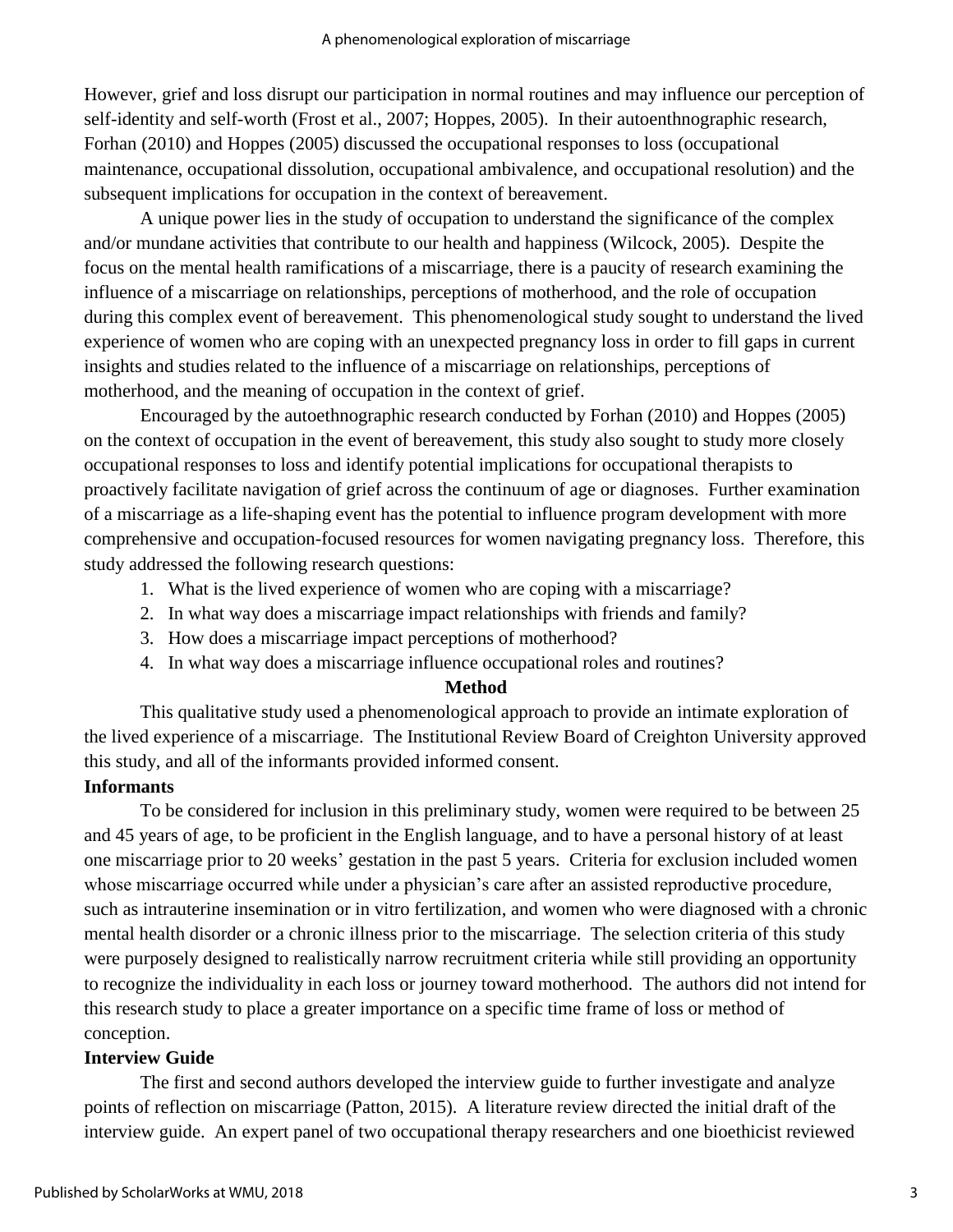However, grief and loss disrupt our participation in normal routines and may influence our perception of self-identity and self-worth (Frost et al., 2007; Hoppes, 2005). In their autoenthnographic research, Forhan (2010) and Hoppes (2005) discussed the occupational responses to loss (occupational maintenance, occupational dissolution, occupational ambivalence, and occupational resolution) and the subsequent implications for occupation in the context of bereavement.

A unique power lies in the study of occupation to understand the significance of the complex and/or mundane activities that contribute to our health and happiness (Wilcock, 2005). Despite the focus on the mental health ramifications of a miscarriage, there is a paucity of research examining the influence of a miscarriage on relationships, perceptions of motherhood, and the role of occupation during this complex event of bereavement. This phenomenological study sought to understand the lived experience of women who are coping with an unexpected pregnancy loss in order to fill gaps in current insights and studies related to the influence of a miscarriage on relationships, perceptions of motherhood, and the meaning of occupation in the context of grief.

Encouraged by the autoethnographic research conducted by Forhan (2010) and Hoppes (2005) on the context of occupation in the event of bereavement, this study also sought to study more closely occupational responses to loss and identify potential implications for occupational therapists to proactively facilitate navigation of grief across the continuum of age or diagnoses. Further examination of a miscarriage as a life-shaping event has the potential to influence program development with more comprehensive and occupation-focused resources for women navigating pregnancy loss. Therefore, this study addressed the following research questions:

1. What is the lived experience of women who are coping with a miscarriage?
2. In what way does a miscarriage impact relationships with friends and family?
3. How does a miscarriage impact perceptions of motherhood?
4. In what way does a miscarriage influence occupational roles and routines?

## Method

This qualitative study used a phenomenological approach to provide an intimate exploration of the lived experience of a miscarriage. The Institutional Review Board of Creighton University approved this study, and all of the informants provided informed consent.

### Informants

To be considered for inclusion in this preliminary study, women were required to be between 25 and 45 years of age, to be proficient in the English language, and to have a personal history of at least one miscarriage prior to 20 weeks' gestation in the past 5 years. Criteria for exclusion included women whose miscarriage occurred while under a physician's care after an assisted reproductive procedure, such as intrauterine insemination or in vitro fertilization, and women who were diagnosed with a chronic mental health disorder or a chronic illness prior to the miscarriage. The selection criteria of this study were purposely designed to realistically narrow recruitment criteria while still providing an opportunity to recognize the individuality in each loss or journey toward motherhood. The authors did not intend for this research study to place a greater importance on a specific time frame of loss or method of conception.

### Interview Guide

The first and second authors developed the interview guide to further investigate and analyze points of reflection on miscarriage (Patton, 2015). A literature review directed the initial draft of the interview guide. An expert panel of two occupational therapy researchers and one bioethicist reviewed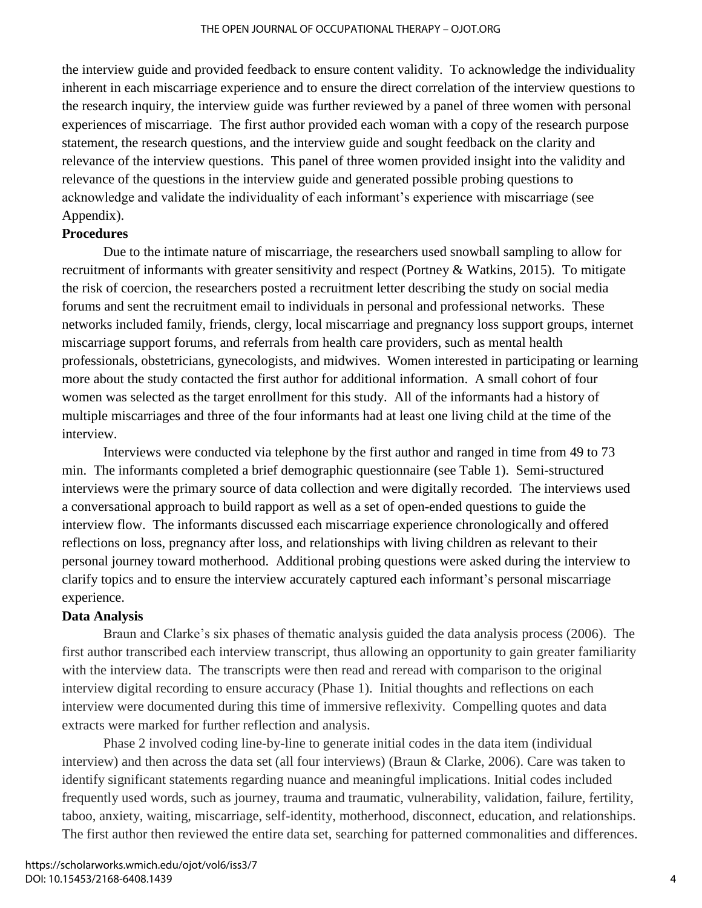the interview guide and provided feedback to ensure content validity. To acknowledge the individuality inherent in each miscarriage experience and to ensure the direct correlation of the interview questions to the research inquiry, the interview guide was further reviewed by a panel of three women with personal experiences of miscarriage. The first author provided each woman with a copy of the research purpose statement, the research questions, and the interview guide and sought feedback on the clarity and relevance of the interview questions. This panel of three women provided insight into the validity and relevance of the questions in the interview guide and generated possible probing questions to acknowledge and validate the individuality of each informant's experience with miscarriage (see Appendix).

**Procedures**

Due to the intimate nature of miscarriage, the researchers used snowball sampling to allow for recruitment of informants with greater sensitivity and respect (Portney & Watkins, 2015). To mitigate the risk of coercion, the researchers posted a recruitment letter describing the study on social media forums and sent the recruitment email to individuals in personal and professional networks. These networks included family, friends, clergy, local miscarriage and pregnancy loss support groups, internet miscarriage support forums, and referrals from health care providers, such as mental health professionals, obstetricians, gynecologists, and midwives. Women interested in participating or learning more about the study contacted the first author for additional information. A small cohort of four women was selected as the target enrollment for this study. All of the informants had a history of multiple miscarriages and three of the four informants had at least one living child at the time of the interview.

Interviews were conducted via telephone by the first author and ranged in time from 49 to 73 min. The informants completed a brief demographic questionnaire (see Table 1). Semi-structured interviews were the primary source of data collection and were digitally recorded. The interviews used a conversational approach to build rapport as well as a set of open-ended questions to guide the interview flow. The informants discussed each miscarriage experience chronologically and offered reflections on loss, pregnancy after loss, and relationships with living children as relevant to their personal journey toward motherhood. Additional probing questions were asked during the interview to clarify topics and to ensure the interview accurately captured each informant's personal miscarriage experience.

**Data Analysis**

Braun and Clarke's six phases of thematic analysis guided the data analysis process (2006). The first author transcribed each interview transcript, thus allowing an opportunity to gain greater familiarity with the interview data. The transcripts were then read and reread with comparison to the original interview digital recording to ensure accuracy (Phase 1). Initial thoughts and reflections on each interview were documented during this time of immersive reflexivity. Compelling quotes and data extracts were marked for further reflection and analysis.

Phase 2 involved coding line-by-line to generate initial codes in the data item (individual interview) and then across the data set (all four interviews) (Braun & Clarke, 2006). Care was taken to identify significant statements regarding nuance and meaningful implications. Initial codes included frequently used words, such as journey, trauma and traumatic, vulnerability, validation, failure, fertility, taboo, anxiety, waiting, miscarriage, self-identity, motherhood, disconnect, education, and relationships. The first author then reviewed the entire data set, searching for patterned commonalities and differences.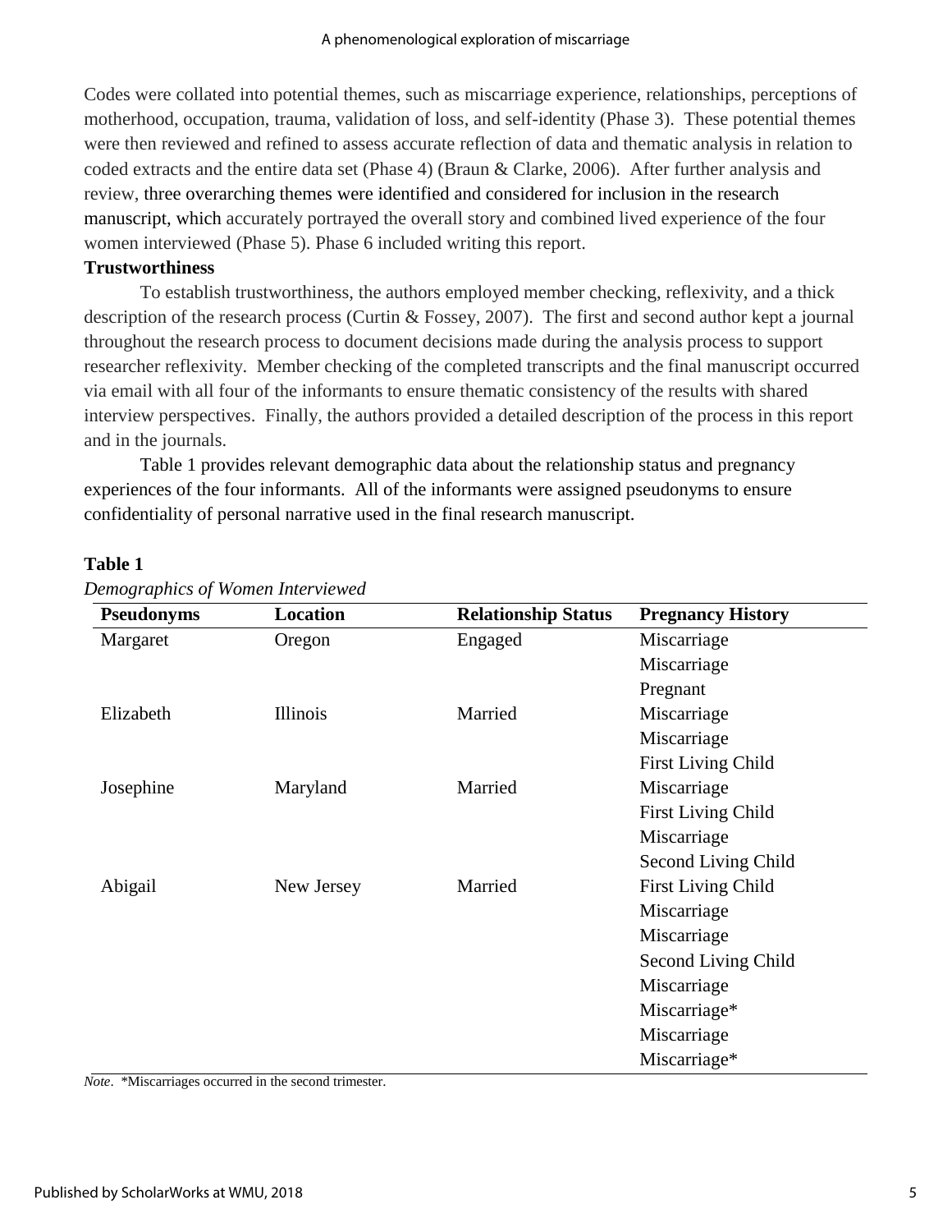Codes were collated into potential themes, such as miscarriage experience, relationships, perceptions of motherhood, occupation, trauma, validation of loss, and self-identity (Phase 3). These potential themes were then reviewed and refined to assess accurate reflection of data and thematic analysis in relation to coded extracts and the entire data set (Phase 4) (Braun & Clarke, 2006). After further analysis and review, three overarching themes were identified and considered for inclusion in the research manuscript, which accurately portrayed the overall story and combined lived experience of the four women interviewed (Phase 5). Phase 6 included writing this report.

**Trustworthiness**

To establish trustworthiness, the authors employed member checking, reflexivity, and a thick description of the research process (Curtin & Fossey, 2007). The first and second author kept a journal throughout the research process to document decisions made during the analysis process to support researcher reflexivity. Member checking of the completed transcripts and the final manuscript occurred via email with all four of the informants to ensure thematic consistency of the results with shared interview perspectives. Finally, the authors provided a detailed description of the process in this report and in the journals.

Table 1 provides relevant demographic data about the relationship status and pregnancy experiences of the four informants. All of the informants were assigned pseudonyms to ensure confidentiality of personal narrative used in the final research manuscript.

**Table 1**

*Demographics of Women Interviewed*

| Pseudonyms | Location | Relationship Status | Pregnancy History |
|---|---|---|---|
| Margaret | Oregon | Engaged | Miscarriage |
| | | | Miscarriage |
| | | | Pregnant |
| Elizabeth | Illinois | Married | Miscarriage |
| | | | Miscarriage |
| | | | First Living Child |
| Josephine | Maryland | Married | Miscarriage |
| | | | First Living Child |
| | | | Miscarriage |
| | | | Second Living Child |
| Abigail | New Jersey | Married | First Living Child |
| | | | Miscarriage |
| | | | Miscarriage |
| | | | Second Living Child |
| | | | Miscarriage |
| | | | Miscarriage* |
| | | | Miscarriage |
| | | | Miscarriage* |

*Note*. *Miscarriages occurred in the second trimester.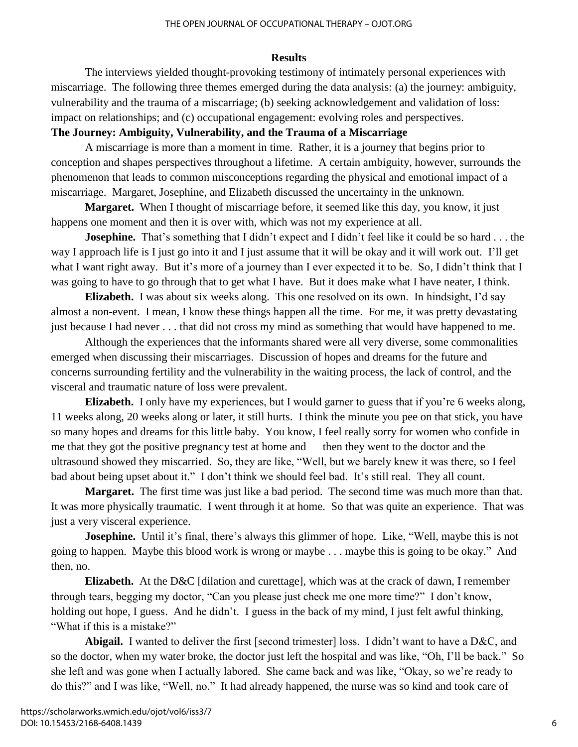## Results

The interviews yielded thought-provoking testimony of intimately personal experiences with miscarriage. The following three themes emerged during the data analysis: (a) the journey: ambiguity, vulnerability and the trauma of a miscarriage; (b) seeking acknowledgement and validation of loss: impact on relationships; and (c) occupational engagement: evolving roles and perspectives.

### The Journey: Ambiguity, Vulnerability, and the Trauma of a Miscarriage

A miscarriage is more than a moment in time. Rather, it is a journey that begins prior to conception and shapes perspectives throughout a lifetime. A certain ambiguity, however, surrounds the phenomenon that leads to common misconceptions regarding the physical and emotional impact of a miscarriage. Margaret, Josephine, and Elizabeth discussed the uncertainty in the unknown.

**Margaret.** When I thought of miscarriage before, it seemed like this day, you know, it just happens one moment and then it is over with, which was not my experience at all.

**Josephine.** That's something that I didn't expect and I didn't feel like it could be so hard . . . the way I approach life is I just go into it and I just assume that it will be okay and it will work out. I'll get what I want right away. But it's more of a journey than I ever expected it to be. So, I didn't think that I was going to have to go through that to get what I have. But it does make what I have neater, I think.

**Elizabeth.** I was about six weeks along. This one resolved on its own. In hindsight, I'd say almost a non-event. I mean, I know these things happen all the time. For me, it was pretty devastating just because I had never . . . that did not cross my mind as something that would have happened to me.

Although the experiences that the informants shared were all very diverse, some commonalities emerged when discussing their miscarriages. Discussion of hopes and dreams for the future and concerns surrounding fertility and the vulnerability in the waiting process, the lack of control, and the visceral and traumatic nature of loss were prevalent.

**Elizabeth.** I only have my experiences, but I would garner to guess that if you're 6 weeks along, 11 weeks along, 20 weeks along or later, it still hurts. I think the minute you pee on that stick, you have so many hopes and dreams for this little baby. You know, I feel really sorry for women who confide in me that they got the positive pregnancy test at home and then they went to the doctor and the ultrasound showed they miscarried. So, they are like, "Well, but we barely knew it was there, so I feel bad about being upset about it." I don't think we should feel bad. It's still real. They all count.

**Margaret.** The first time was just like a bad period. The second time was much more than that. It was more physically traumatic. I went through it at home. So that was quite an experience. That was just a very visceral experience.

**Josephine.** Until it's final, there's always this glimmer of hope. Like, "Well, maybe this is not going to happen. Maybe this blood work is wrong or maybe . . . maybe this is going to be okay." And then, no.

**Elizabeth.** At the D&C [dilation and curettage], which was at the crack of dawn, I remember through tears, begging my doctor, "Can you please just check me one more time?" I don't know, holding out hope, I guess. And he didn't. I guess in the back of my mind, I just felt awful thinking, "What if this is a mistake?"

**Abigail.** I wanted to deliver the first [second trimester] loss. I didn't want to have a D&C, and so the doctor, when my water broke, the doctor just left the hospital and was like, "Oh, I'll be back." So she left and was gone when I actually labored. She came back and was like, "Okay, so we're ready to do this?" and I was like, "Well, no." It had already happened, the nurse was so kind and took care of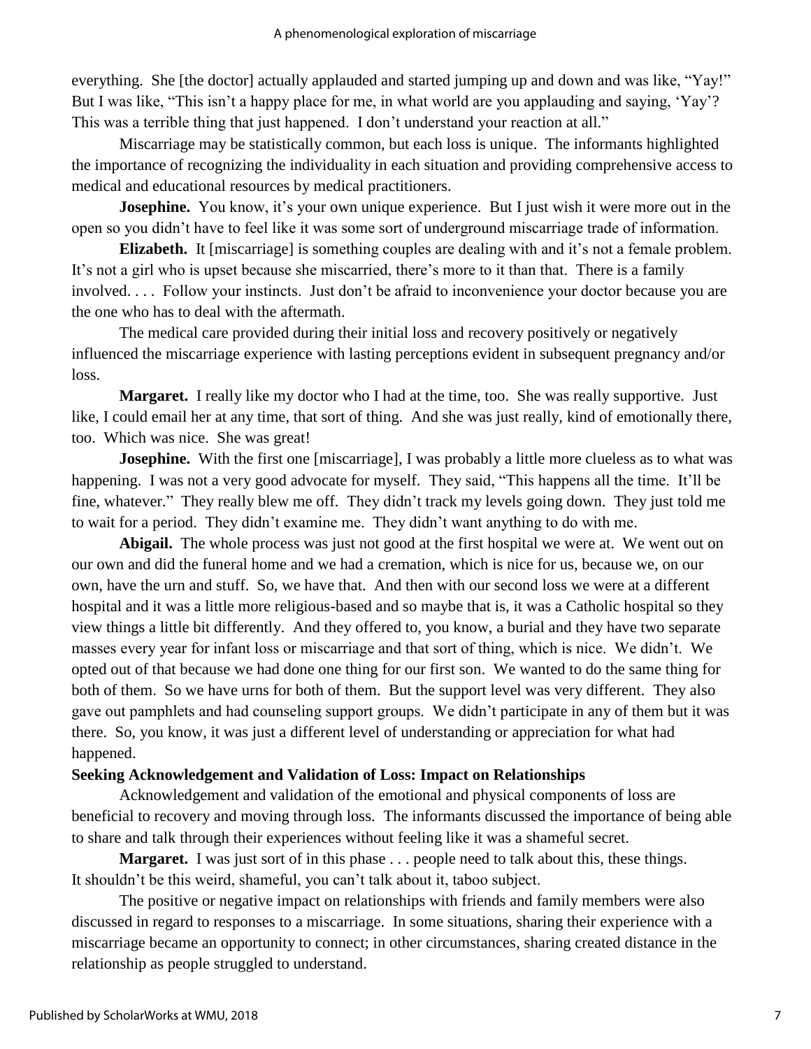everything. She [the doctor] actually applauded and started jumping up and down and was like, "Yay!" But I was like, "This isn't a happy place for me, in what world are you applauding and saying, 'Yay'? This was a terrible thing that just happened. I don't understand your reaction at all."

Miscarriage may be statistically common, but each loss is unique. The informants highlighted the importance of recognizing the individuality in each situation and providing comprehensive access to medical and educational resources by medical practitioners.

**Josephine.** You know, it's your own unique experience. But I just wish it were more out in the open so you didn't have to feel like it was some sort of underground miscarriage trade of information.

**Elizabeth.** It [miscarriage] is something couples are dealing with and it's not a female problem. It's not a girl who is upset because she miscarried, there's more to it than that. There is a family involved. . . . Follow your instincts. Just don't be afraid to inconvenience your doctor because you are the one who has to deal with the aftermath.

The medical care provided during their initial loss and recovery positively or negatively influenced the miscarriage experience with lasting perceptions evident in subsequent pregnancy and/or loss.

**Margaret.** I really like my doctor who I had at the time, too. She was really supportive. Just like, I could email her at any time, that sort of thing. And she was just really, kind of emotionally there, too. Which was nice. She was great!

**Josephine.** With the first one [miscarriage], I was probably a little more clueless as to what was happening. I was not a very good advocate for myself. They said, "This happens all the time. It'll be fine, whatever." They really blew me off. They didn't track my levels going down. They just told me to wait for a period. They didn't examine me. They didn't want anything to do with me.

**Abigail.** The whole process was just not good at the first hospital we were at. We went out on our own and did the funeral home and we had a cremation, which is nice for us, because we, on our own, have the urn and stuff. So, we have that. And then with our second loss we were at a different hospital and it was a little more religious-based and so maybe that is, it was a Catholic hospital so they view things a little bit differently. And they offered to, you know, a burial and they have two separate masses every year for infant loss or miscarriage and that sort of thing, which is nice. We didn't. We opted out of that because we had done one thing for our first son. We wanted to do the same thing for both of them. So we have urns for both of them. But the support level was very different. They also gave out pamphlets and had counseling support groups. We didn't participate in any of them but it was there. So, you know, it was just a different level of understanding or appreciation for what had happened.

**Seeking Acknowledgement and Validation of Loss: Impact on Relationships**

Acknowledgement and validation of the emotional and physical components of loss are beneficial to recovery and moving through loss. The informants discussed the importance of being able to share and talk through their experiences without feeling like it was a shameful secret.

**Margaret.** I was just sort of in this phase . . . people need to talk about this, these things. It shouldn't be this weird, shameful, you can't talk about it, taboo subject.

The positive or negative impact on relationships with friends and family members were also discussed in regard to responses to a miscarriage. In some situations, sharing their experience with a miscarriage became an opportunity to connect; in other circumstances, sharing created distance in the relationship as people struggled to understand.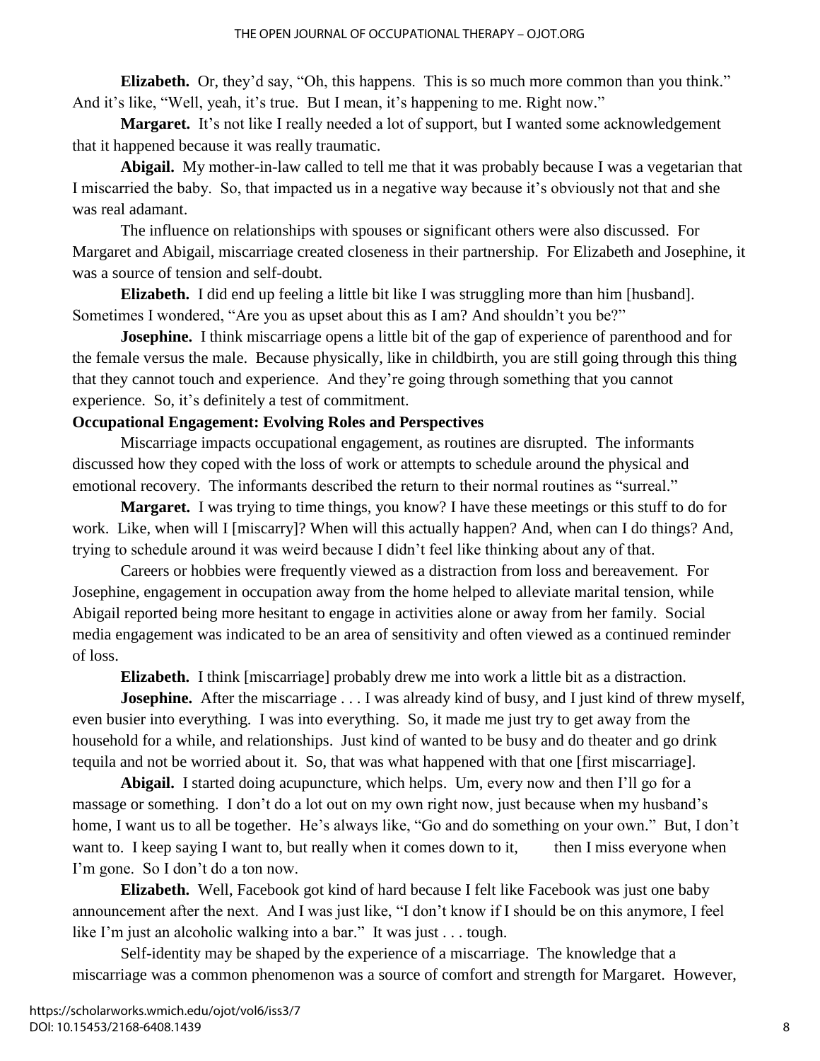**Elizabeth.** Or, they'd say, "Oh, this happens. This is so much more common than you think." And it's like, "Well, yeah, it's true. But I mean, it's happening to me. Right now."

**Margaret.** It's not like I really needed a lot of support, but I wanted some acknowledgement that it happened because it was really traumatic.

**Abigail.** My mother-in-law called to tell me that it was probably because I was a vegetarian that I miscarried the baby. So, that impacted us in a negative way because it's obviously not that and she was real adamant.

The influence on relationships with spouses or significant others were also discussed. For Margaret and Abigail, miscarriage created closeness in their partnership. For Elizabeth and Josephine, it was a source of tension and self-doubt.

**Elizabeth.** I did end up feeling a little bit like I was struggling more than him [husband]. Sometimes I wondered, "Are you as upset about this as I am? And shouldn't you be?"

**Josephine.** I think miscarriage opens a little bit of the gap of experience of parenthood and for the female versus the male. Because physically, like in childbirth, you are still going through this thing that they cannot touch and experience. And they're going through something that you cannot experience. So, it's definitely a test of commitment.

**Occupational Engagement: Evolving Roles and Perspectives**

Miscarriage impacts occupational engagement, as routines are disrupted. The informants discussed how they coped with the loss of work or attempts to schedule around the physical and emotional recovery. The informants described the return to their normal routines as "surreal."

**Margaret.** I was trying to time things, you know? I have these meetings or this stuff to do for work. Like, when will I [miscarry]? When will this actually happen? And, when can I do things? And, trying to schedule around it was weird because I didn't feel like thinking about any of that.

Careers or hobbies were frequently viewed as a distraction from loss and bereavement. For Josephine, engagement in occupation away from the home helped to alleviate marital tension, while Abigail reported being more hesitant to engage in activities alone or away from her family. Social media engagement was indicated to be an area of sensitivity and often viewed as a continued reminder of loss.

**Elizabeth.** I think [miscarriage] probably drew me into work a little bit as a distraction.

**Josephine.** After the miscarriage . . . I was already kind of busy, and I just kind of threw myself, even busier into everything. I was into everything. So, it made me just try to get away from the household for a while, and relationships. Just kind of wanted to be busy and do theater and go drink tequila and not be worried about it. So, that was what happened with that one [first miscarriage].

**Abigail.** I started doing acupuncture, which helps. Um, every now and then I'll go for a massage or something. I don't do a lot out on my own right now, just because when my husband's home, I want us to all be together. He's always like, "Go and do something on your own." But, I don't want to. I keep saying I want to, but really when it comes down to it, then I miss everyone when I'm gone. So I don't do a ton now.

**Elizabeth.** Well, Facebook got kind of hard because I felt like Facebook was just one baby announcement after the next. And I was just like, "I don't know if I should be on this anymore, I feel like I'm just an alcoholic walking into a bar." It was just . . . tough.

Self-identity may be shaped by the experience of a miscarriage. The knowledge that a miscarriage was a common phenomenon was a source of comfort and strength for Margaret. However,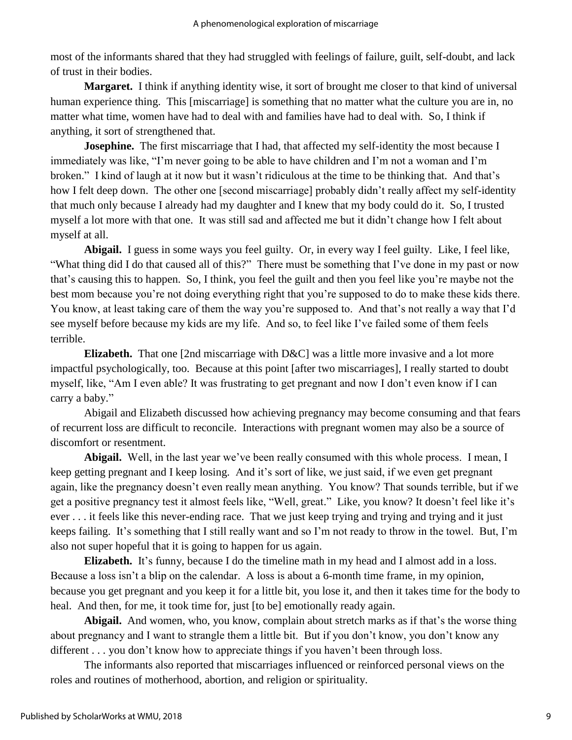most of the informants shared that they had struggled with feelings of failure, guilt, self-doubt, and lack of trust in their bodies.

**Margaret.** I think if anything identity wise, it sort of brought me closer to that kind of universal human experience thing. This [miscarriage] is something that no matter what the culture you are in, no matter what time, women have had to deal with and families have had to deal with. So, I think if anything, it sort of strengthened that.

**Josephine.** The first miscarriage that I had, that affected my self-identity the most because I immediately was like, "I'm never going to be able to have children and I'm not a woman and I'm broken." I kind of laugh at it now but it wasn't ridiculous at the time to be thinking that. And that's how I felt deep down. The other one [second miscarriage] probably didn't really affect my self-identity that much only because I already had my daughter and I knew that my body could do it. So, I trusted myself a lot more with that one. It was still sad and affected me but it didn't change how I felt about myself at all.

**Abigail.** I guess in some ways you feel guilty. Or, in every way I feel guilty. Like, I feel like, "What thing did I do that caused all of this?" There must be something that I've done in my past or now that's causing this to happen. So, I think, you feel the guilt and then you feel like you're maybe not the best mom because you're not doing everything right that you're supposed to do to make these kids there. You know, at least taking care of them the way you're supposed to. And that's not really a way that I'd see myself before because my kids are my life. And so, to feel like I've failed some of them feels terrible.

**Elizabeth.** That one [2nd miscarriage with D&C] was a little more invasive and a lot more impactful psychologically, too. Because at this point [after two miscarriages], I really started to doubt myself, like, "Am I even able? It was frustrating to get pregnant and now I don't even know if I can carry a baby."

Abigail and Elizabeth discussed how achieving pregnancy may become consuming and that fears of recurrent loss are difficult to reconcile. Interactions with pregnant women may also be a source of discomfort or resentment.

**Abigail.** Well, in the last year we've been really consumed with this whole process. I mean, I keep getting pregnant and I keep losing. And it's sort of like, we just said, if we even get pregnant again, like the pregnancy doesn't even really mean anything. You know? That sounds terrible, but if we get a positive pregnancy test it almost feels like, "Well, great." Like, you know? It doesn't feel like it's ever . . . it feels like this never-ending race. That we just keep trying and trying and trying and it just keeps failing. It's something that I still really want and so I'm not ready to throw in the towel. But, I'm also not super hopeful that it is going to happen for us again.

**Elizabeth.** It's funny, because I do the timeline math in my head and I almost add in a loss. Because a loss isn't a blip on the calendar. A loss is about a 6-month time frame, in my opinion, because you get pregnant and you keep it for a little bit, you lose it, and then it takes time for the body to heal. And then, for me, it took time for, just [to be] emotionally ready again.

**Abigail.** And women, who, you know, complain about stretch marks as if that's the worse thing about pregnancy and I want to strangle them a little bit. But if you don't know, you don't know any different . . . you don't know how to appreciate things if you haven't been through loss.

The informants also reported that miscarriages influenced or reinforced personal views on the roles and routines of motherhood, abortion, and religion or spirituality.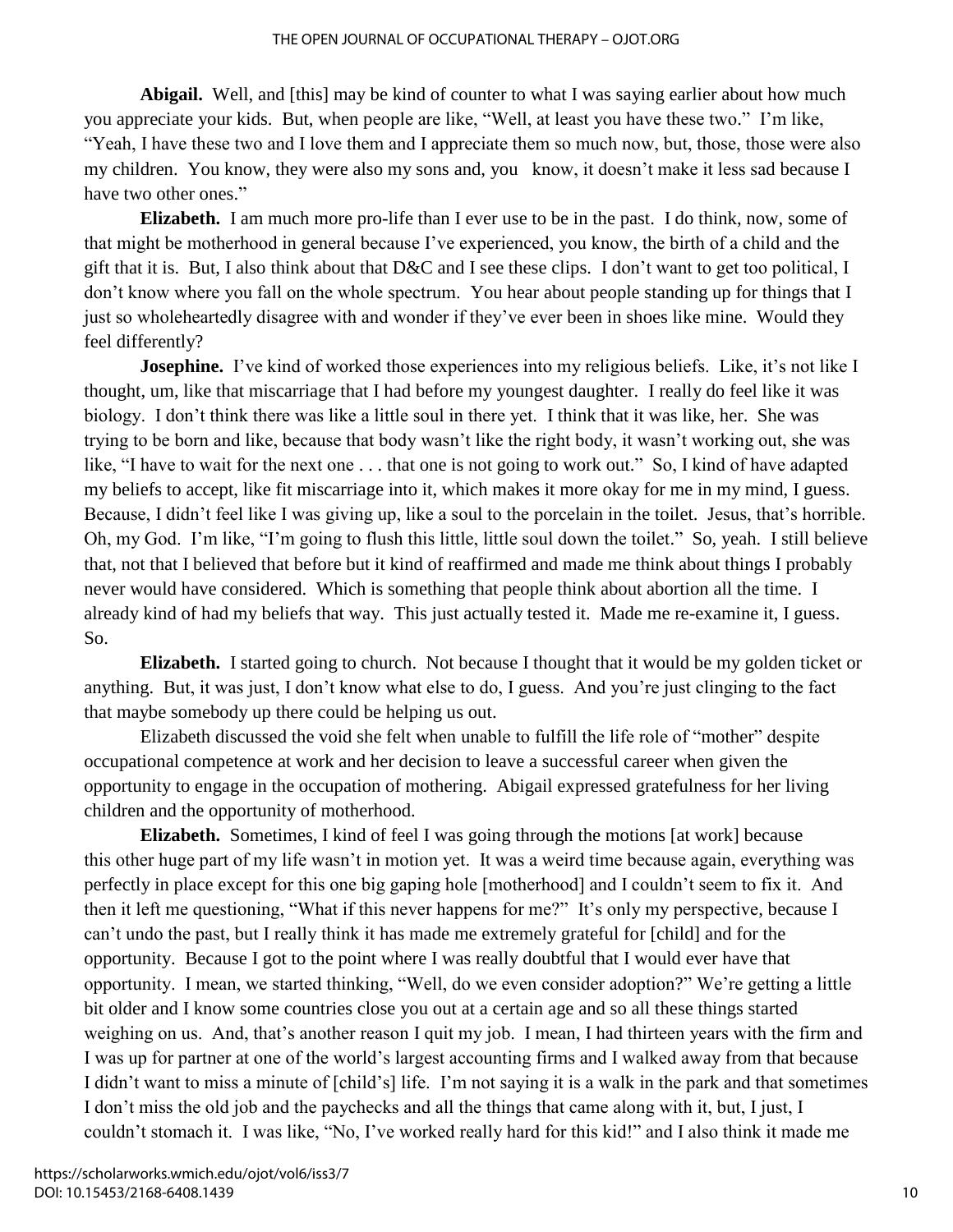**Abigail.** Well, and [this] may be kind of counter to what I was saying earlier about how much you appreciate your kids. But, when people are like, "Well, at least you have these two." I'm like, "Yeah, I have these two and I love them and I appreciate them so much now, but, those, those were also my children. You know, they were also my sons and, you know, it doesn't make it less sad because I have two other ones."

**Elizabeth.** I am much more pro-life than I ever use to be in the past. I do think, now, some of that might be motherhood in general because I've experienced, you know, the birth of a child and the gift that it is. But, I also think about that D&C and I see these clips. I don't want to get too political, I don't know where you fall on the whole spectrum. You hear about people standing up for things that I just so wholeheartedly disagree with and wonder if they've ever been in shoes like mine. Would they feel differently?

**Josephine.** I've kind of worked those experiences into my religious beliefs. Like, it's not like I thought, um, like that miscarriage that I had before my youngest daughter. I really do feel like it was biology. I don't think there was like a little soul in there yet. I think that it was like, her. She was trying to be born and like, because that body wasn't like the right body, it wasn't working out, she was like, "I have to wait for the next one . . . that one is not going to work out." So, I kind of have adapted my beliefs to accept, like fit miscarriage into it, which makes it more okay for me in my mind, I guess. Because, I didn't feel like I was giving up, like a soul to the porcelain in the toilet. Jesus, that's horrible. Oh, my God. I'm like, "I'm going to flush this little, little soul down the toilet." So, yeah. I still believe that, not that I believed that before but it kind of reaffirmed and made me think about things I probably never would have considered. Which is something that people think about abortion all the time. I already kind of had my beliefs that way. This just actually tested it. Made me re-examine it, I guess. So.

**Elizabeth.** I started going to church. Not because I thought that it would be my golden ticket or anything. But, it was just, I don't know what else to do, I guess. And you're just clinging to the fact that maybe somebody up there could be helping us out.

Elizabeth discussed the void she felt when unable to fulfill the life role of "mother" despite occupational competence at work and her decision to leave a successful career when given the opportunity to engage in the occupation of mothering. Abigail expressed gratefulness for her living children and the opportunity of motherhood.

**Elizabeth.** Sometimes, I kind of feel I was going through the motions [at work] because this other huge part of my life wasn't in motion yet. It was a weird time because again, everything was perfectly in place except for this one big gaping hole [motherhood] and I couldn't seem to fix it. And then it left me questioning, "What if this never happens for me?" It's only my perspective, because I can't undo the past, but I really think it has made me extremely grateful for [child] and for the opportunity. Because I got to the point where I was really doubtful that I would ever have that opportunity. I mean, we started thinking, "Well, do we even consider adoption?" We're getting a little bit older and I know some countries close you out at a certain age and so all these things started weighing on us. And, that's another reason I quit my job. I mean, I had thirteen years with the firm and I was up for partner at one of the world's largest accounting firms and I walked away from that because I didn't want to miss a minute of [child's] life. I'm not saying it is a walk in the park and that sometimes I don't miss the old job and the paychecks and all the things that came along with it, but, I just, I couldn't stomach it. I was like, "No, I've worked really hard for this kid!" and I also think it made me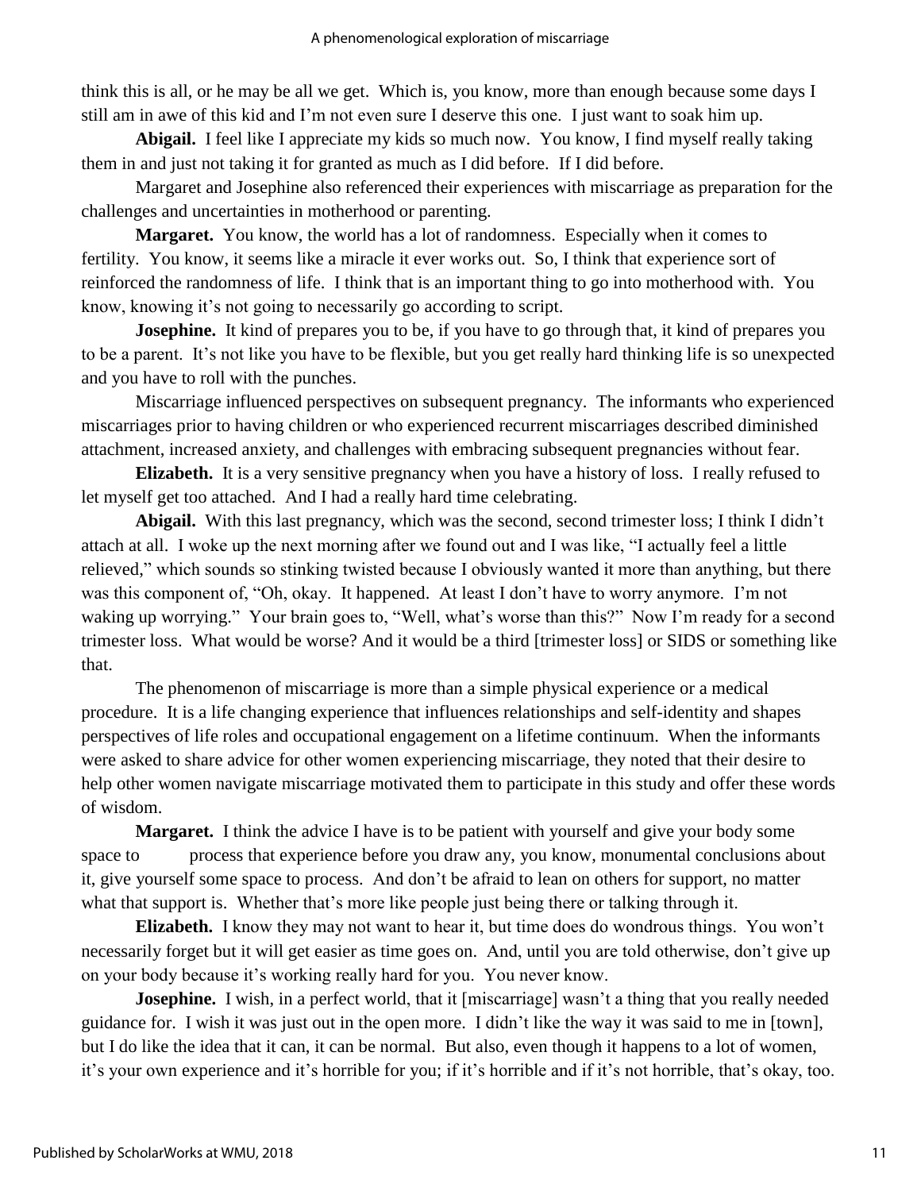think this is all, or he may be all we get. Which is, you know, more than enough because some days I still am in awe of this kid and I'm not even sure I deserve this one. I just want to soak him up.

**Abigail.** I feel like I appreciate my kids so much now. You know, I find myself really taking them in and just not taking it for granted as much as I did before. If I did before.

Margaret and Josephine also referenced their experiences with miscarriage as preparation for the challenges and uncertainties in motherhood or parenting.

**Margaret.** You know, the world has a lot of randomness. Especially when it comes to fertility. You know, it seems like a miracle it ever works out. So, I think that experience sort of reinforced the randomness of life. I think that is an important thing to go into motherhood with. You know, knowing it's not going to necessarily go according to script.

**Josephine.** It kind of prepares you to be, if you have to go through that, it kind of prepares you to be a parent. It's not like you have to be flexible, but you get really hard thinking life is so unexpected and you have to roll with the punches.

Miscarriage influenced perspectives on subsequent pregnancy. The informants who experienced miscarriages prior to having children or who experienced recurrent miscarriages described diminished attachment, increased anxiety, and challenges with embracing subsequent pregnancies without fear.

**Elizabeth.** It is a very sensitive pregnancy when you have a history of loss. I really refused to let myself get too attached. And I had a really hard time celebrating.

**Abigail.** With this last pregnancy, which was the second, second trimester loss; I think I didn't attach at all. I woke up the next morning after we found out and I was like, "I actually feel a little relieved," which sounds so stinking twisted because I obviously wanted it more than anything, but there was this component of, "Oh, okay. It happened. At least I don't have to worry anymore. I'm not waking up worrying." Your brain goes to, "Well, what's worse than this?" Now I'm ready for a second trimester loss. What would be worse? And it would be a third [trimester loss] or SIDS or something like that.

The phenomenon of miscarriage is more than a simple physical experience or a medical procedure. It is a life changing experience that influences relationships and self-identity and shapes perspectives of life roles and occupational engagement on a lifetime continuum. When the informants were asked to share advice for other women experiencing miscarriage, they noted that their desire to help other women navigate miscarriage motivated them to participate in this study and offer these words of wisdom.

**Margaret.** I think the advice I have is to be patient with yourself and give your body some space to process that experience before you draw any, you know, monumental conclusions about it, give yourself some space to process. And don't be afraid to lean on others for support, no matter what that support is. Whether that's more like people just being there or talking through it.

**Elizabeth.** I know they may not want to hear it, but time does do wondrous things. You won't necessarily forget but it will get easier as time goes on. And, until you are told otherwise, don't give up on your body because it's working really hard for you. You never know.

**Josephine.** I wish, in a perfect world, that it [miscarriage] wasn't a thing that you really needed guidance for. I wish it was just out in the open more. I didn't like the way it was said to me in [town], but I do like the idea that it can, it can be normal. But also, even though it happens to a lot of women, it's your own experience and it's horrible for you; if it's horrible and if it's not horrible, that's okay, too.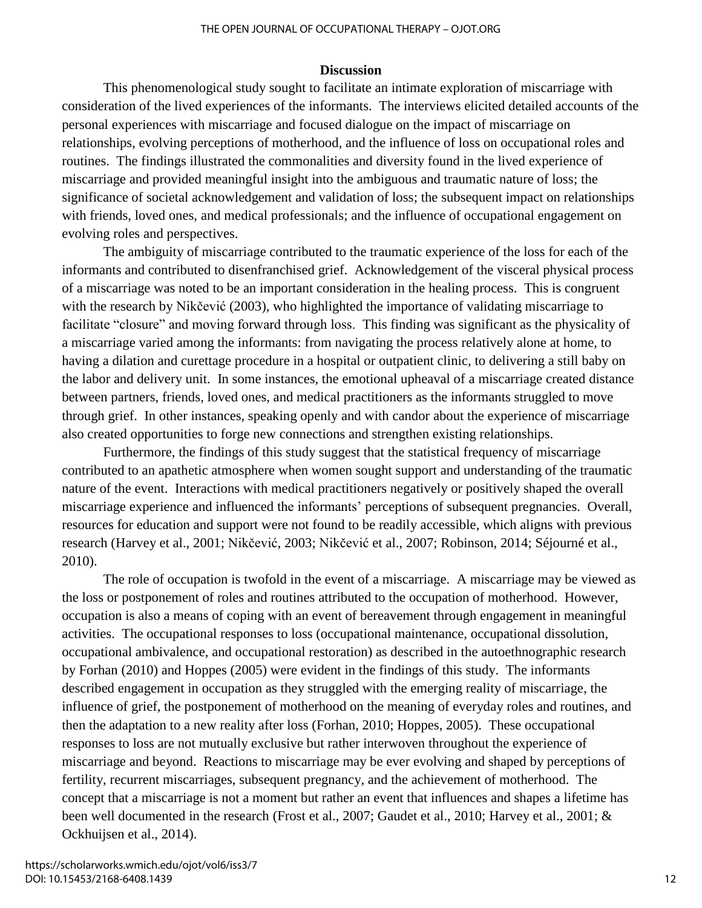## Discussion

This phenomenological study sought to facilitate an intimate exploration of miscarriage with consideration of the lived experiences of the informants. The interviews elicited detailed accounts of the personal experiences with miscarriage and focused dialogue on the impact of miscarriage on relationships, evolving perceptions of motherhood, and the influence of loss on occupational roles and routines. The findings illustrated the commonalities and diversity found in the lived experience of miscarriage and provided meaningful insight into the ambiguous and traumatic nature of loss; the significance of societal acknowledgement and validation of loss; the subsequent impact on relationships with friends, loved ones, and medical professionals; and the influence of occupational engagement on evolving roles and perspectives.

The ambiguity of miscarriage contributed to the traumatic experience of the loss for each of the informants and contributed to disenfranchised grief. Acknowledgement of the visceral physical process of a miscarriage was noted to be an important consideration in the healing process. This is congruent with the research by Nikčević (2003), who highlighted the importance of validating miscarriage to facilitate "closure" and moving forward through loss. This finding was significant as the physicality of a miscarriage varied among the informants: from navigating the process relatively alone at home, to having a dilation and curettage procedure in a hospital or outpatient clinic, to delivering a still baby on the labor and delivery unit. In some instances, the emotional upheaval of a miscarriage created distance between partners, friends, loved ones, and medical practitioners as the informants struggled to move through grief. In other instances, speaking openly and with candor about the experience of miscarriage also created opportunities to forge new connections and strengthen existing relationships.

Furthermore, the findings of this study suggest that the statistical frequency of miscarriage contributed to an apathetic atmosphere when women sought support and understanding of the traumatic nature of the event. Interactions with medical practitioners negatively or positively shaped the overall miscarriage experience and influenced the informants' perceptions of subsequent pregnancies. Overall, resources for education and support were not found to be readily accessible, which aligns with previous research (Harvey et al., 2001; Nikčević, 2003; Nikčević et al., 2007; Robinson, 2014; Séjourné et al., 2010).

The role of occupation is twofold in the event of a miscarriage. A miscarriage may be viewed as the loss or postponement of roles and routines attributed to the occupation of motherhood. However, occupation is also a means of coping with an event of bereavement through engagement in meaningful activities. The occupational responses to loss (occupational maintenance, occupational dissolution, occupational ambivalence, and occupational restoration) as described in the autoethnographic research by Forhan (2010) and Hoppes (2005) were evident in the findings of this study. The informants described engagement in occupation as they struggled with the emerging reality of miscarriage, the influence of grief, the postponement of motherhood on the meaning of everyday roles and routines, and then the adaptation to a new reality after loss (Forhan, 2010; Hoppes, 2005). These occupational responses to loss are not mutually exclusive but rather interwoven throughout the experience of miscarriage and beyond. Reactions to miscarriage may be ever evolving and shaped by perceptions of fertility, recurrent miscarriages, subsequent pregnancy, and the achievement of motherhood. The concept that a miscarriage is not a moment but rather an event that influences and shapes a lifetime has been well documented in the research (Frost et al., 2007; Gaudet et al., 2010; Harvey et al., 2001; & Ockhuijsen et al., 2014).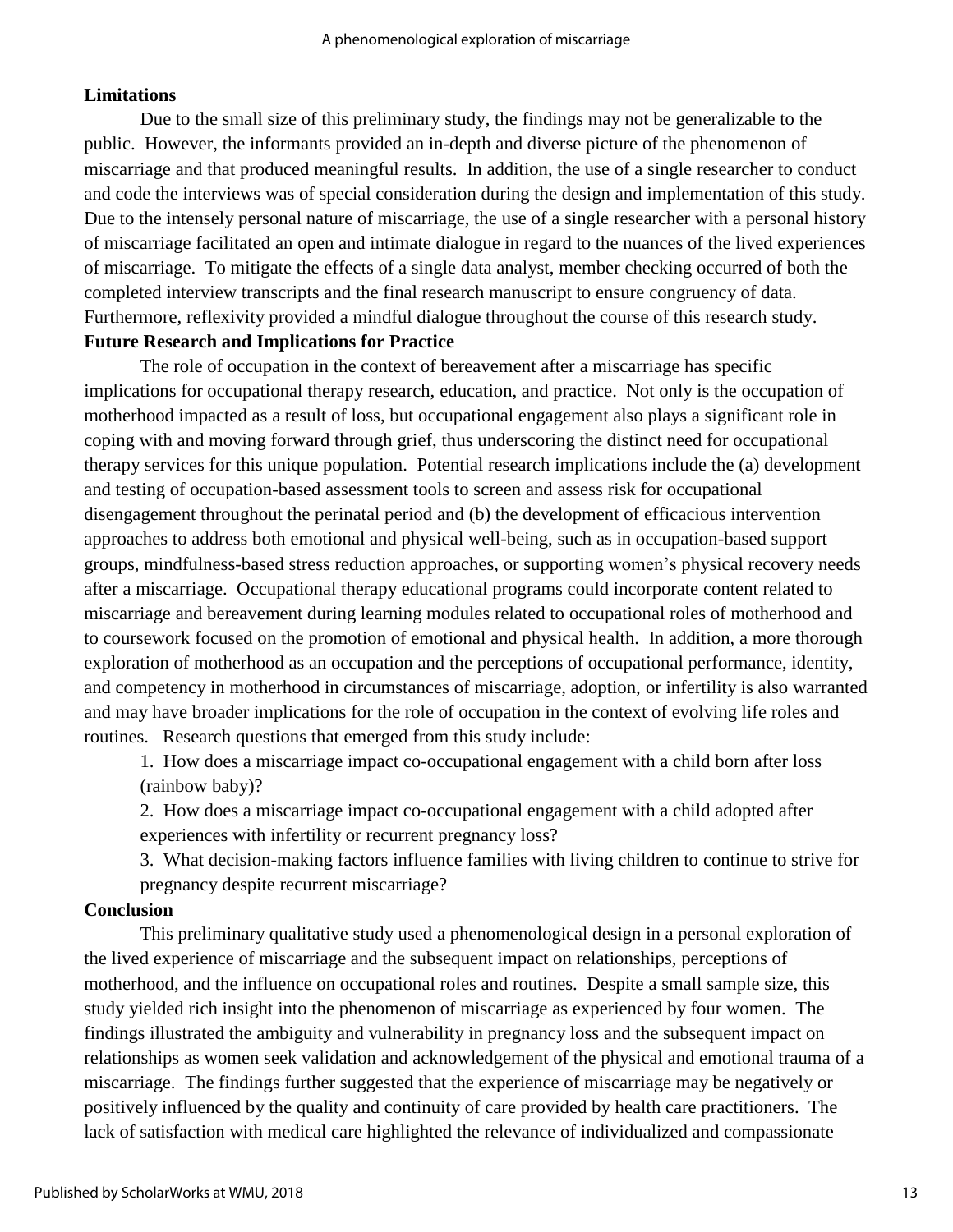**Limitations**

Due to the small size of this preliminary study, the findings may not be generalizable to the public. However, the informants provided an in-depth and diverse picture of the phenomenon of miscarriage and that produced meaningful results. In addition, the use of a single researcher to conduct and code the interviews was of special consideration during the design and implementation of this study. Due to the intensely personal nature of miscarriage, the use of a single researcher with a personal history of miscarriage facilitated an open and intimate dialogue in regard to the nuances of the lived experiences of miscarriage. To mitigate the effects of a single data analyst, member checking occurred of both the completed interview transcripts and the final research manuscript to ensure congruency of data. Furthermore, reflexivity provided a mindful dialogue throughout the course of this research study.

**Future Research and Implications for Practice**

The role of occupation in the context of bereavement after a miscarriage has specific implications for occupational therapy research, education, and practice. Not only is the occupation of motherhood impacted as a result of loss, but occupational engagement also plays a significant role in coping with and moving forward through grief, thus underscoring the distinct need for occupational therapy services for this unique population. Potential research implications include the (a) development and testing of occupation-based assessment tools to screen and assess risk for occupational disengagement throughout the perinatal period and (b) the development of efficacious intervention approaches to address both emotional and physical well-being, such as in occupation-based support groups, mindfulness-based stress reduction approaches, or supporting women's physical recovery needs after a miscarriage. Occupational therapy educational programs could incorporate content related to miscarriage and bereavement during learning modules related to occupational roles of motherhood and to coursework focused on the promotion of emotional and physical health. In addition, a more thorough exploration of motherhood as an occupation and the perceptions of occupational performance, identity, and competency in motherhood in circumstances of miscarriage, adoption, or infertility is also warranted and may have broader implications for the role of occupation in the context of evolving life roles and routines. Research questions that emerged from this study include:

1. How does a miscarriage impact co-occupational engagement with a child born after loss (rainbow baby)?
2. How does a miscarriage impact co-occupational engagement with a child adopted after experiences with infertility or recurrent pregnancy loss?
3. What decision-making factors influence families with living children to continue to strive for pregnancy despite recurrent miscarriage?

**Conclusion**

This preliminary qualitative study used a phenomenological design in a personal exploration of the lived experience of miscarriage and the subsequent impact on relationships, perceptions of motherhood, and the influence on occupational roles and routines. Despite a small sample size, this study yielded rich insight into the phenomenon of miscarriage as experienced by four women. The findings illustrated the ambiguity and vulnerability in pregnancy loss and the subsequent impact on relationships as women seek validation and acknowledgement of the physical and emotional trauma of a miscarriage. The findings further suggested that the experience of miscarriage may be negatively or positively influenced by the quality and continuity of care provided by health care practitioners. The lack of satisfaction with medical care highlighted the relevance of individualized and compassionate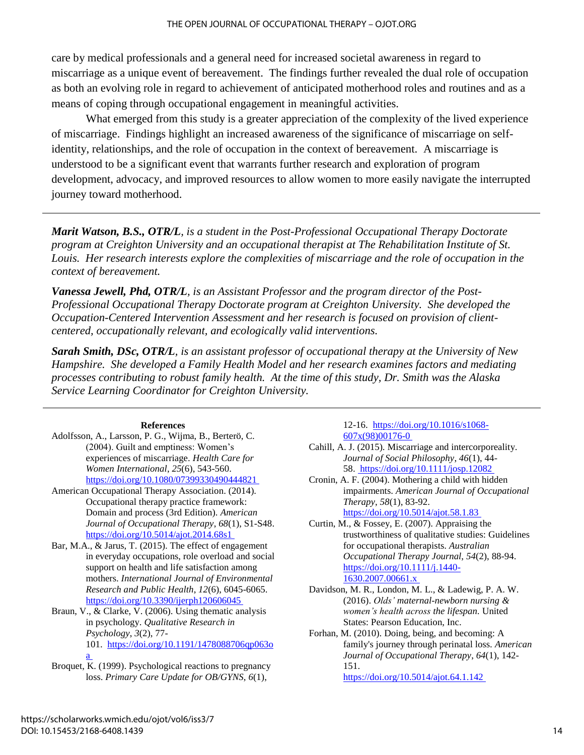care by medical professionals and a general need for increased societal awareness in regard to miscarriage as a unique event of bereavement. The findings further revealed the dual role of occupation as both an evolving role in regard to achievement of anticipated motherhood roles and routines and as a means of coping through occupational engagement in meaningful activities.

What emerged from this study is a greater appreciation of the complexity of the lived experience of miscarriage. Findings highlight an increased awareness of the significance of miscarriage on self-identity, relationships, and the role of occupation in the context of bereavement. A miscarriage is understood to be a significant event that warrants further research and exploration of program development, advocacy, and improved resources to allow women to more easily navigate the interrupted journey toward motherhood.

---

***Marit Watson, B.S., OTR/L****, is a student in the Post-Professional Occupational Therapy Doctorate program at Creighton University and an occupational therapist at The Rehabilitation Institute of St. Louis. Her research interests explore the complexities of miscarriage and the role of occupation in the context of bereavement.*

***Vanessa Jewell, Phd, OTR/L****, is an Assistant Professor and the program director of the Post-Professional Occupational Therapy Doctorate program at Creighton University. She developed the Occupation-Centered Intervention Assessment and her research is focused on provision of client-centered, occupationally relevant, and ecologically valid interventions.*

***Sarah Smith, DSc, OTR/L****, is an assistant professor of occupational therapy at the University of New Hampshire. She developed a Family Health Model and her research examines factors and mediating processes contributing to robust family health. At the time of this study, Dr. Smith was the Alaska Service Learning Coordinator for Creighton University.*

---

**References**

Adolfsson, A., Larsson, P. G., Wijma, B., Berterö, C. (2004). Guilt and emptiness: Women's experiences of miscarriage. *Health Care for Women International*, *25*(6), 543-560. https://doi.org/10.1080/07399330490444821

American Occupational Therapy Association. (2014). Occupational therapy practice framework: Domain and process (3rd Edition). *American Journal of Occupational Therapy*, *68*(1), S1-S48. https://doi.org/10.5014/ajot.2014.68s1

Bar, M.A., & Jarus, T. (2015). The effect of engagement in everyday occupations, role overload and social support on health and life satisfaction among mothers. *International Journal of Environmental Research and Public Health*, *12*(6), 6045-6065. https://doi.org/10.3390/ijerph120606045

Braun, V., & Clarke, V. (2006). Using thematic analysis in psychology. *Qualitative Research in Psychology*, *3*(2), 77-101. https://doi.org/10.1191/1478088706qp063oa

Broquet, K. (1999). Psychological reactions to pregnancy loss. *Primary Care Update for OB/GYNS*, *6*(1), 12-16. https://doi.org/10.1016/s1068-607x(98)00176-0

Cahill, A. J. (2015). Miscarriage and intercorporeality. *Journal of Social Philosophy*, *46*(1), 44-58. https://doi.org/10.1111/josp.12082

Cronin, A. F. (2004). Mothering a child with hidden impairments. *American Journal of Occupational Therapy*, *58*(1), 83-92. https://doi.org/10.5014/ajot.58.1.83

Curtin, M., & Fossey, E. (2007). Appraising the trustworthiness of qualitative studies: Guidelines for occupational therapists. *Australian Occupational Therapy Journal*, *54*(2), 88-94. https://doi.org/10.1111/j.1440-1630.2007.00661.x

Davidson, M. R., London, M. L., & Ladewig, P. A. W. (2016). *Olds' maternal-newborn nursing & women's health across the lifespan*. United States: Pearson Education, Inc.

Forhan, M. (2010). Doing, being, and becoming: A family's journey through perinatal loss. *American Journal of Occupational Therapy*, *64*(1), 142-151. https://doi.org/10.5014/ajot.64.1.142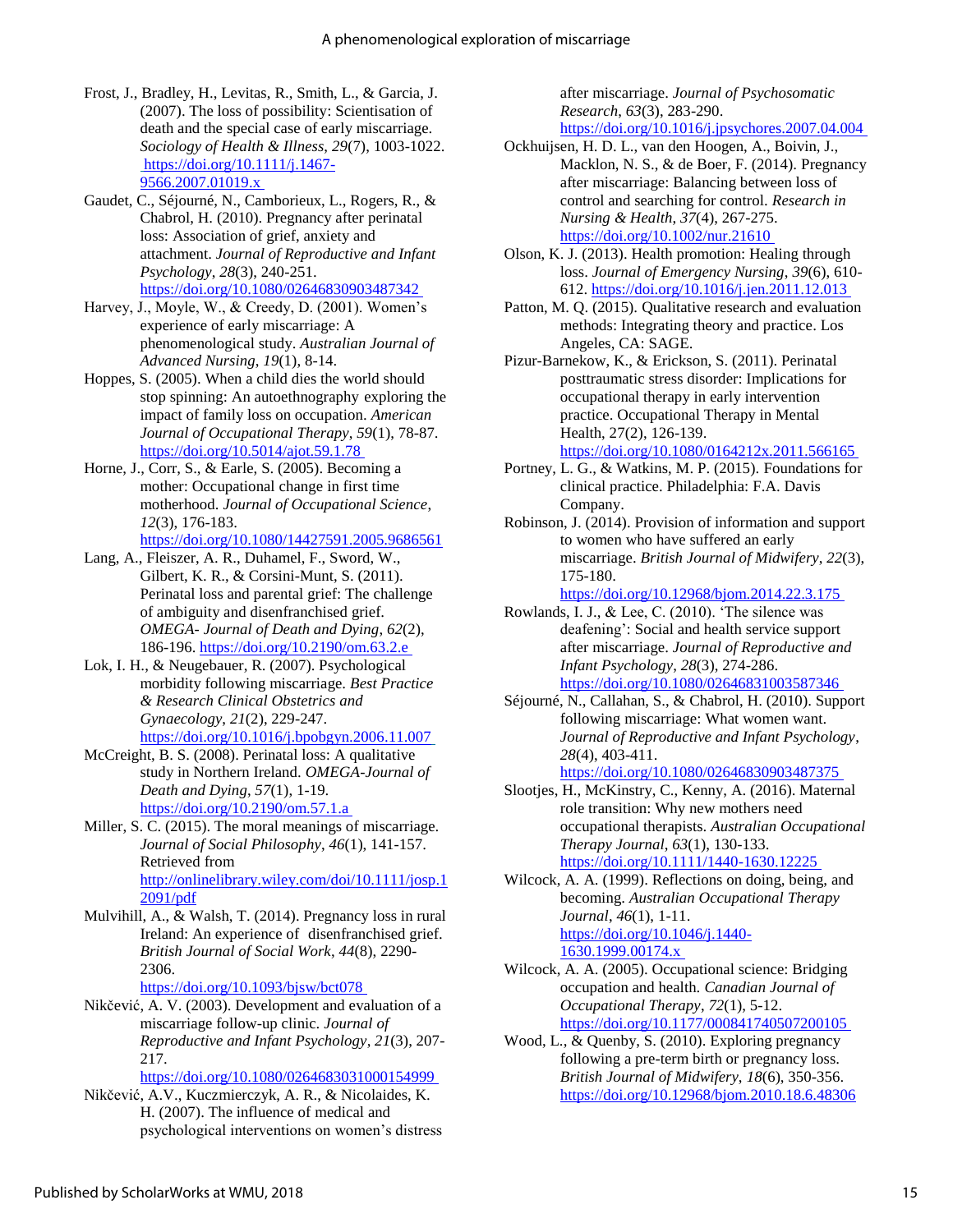Frost, J., Bradley, H., Levitas, R., Smith, L., & Garcia, J. (2007). The loss of possibility: Scientisation of death and the special case of early miscarriage. *Sociology of Health & Illness*, *29*(7), 1003-1022. https://doi.org/10.1111/j.1467-9566.2007.01019.x

Gaudet, C., Séjourné, N., Camborieux, L., Rogers, R., & Chabrol, H. (2010). Pregnancy after perinatal loss: Association of grief, anxiety and attachment. *Journal of Reproductive and Infant Psychology*, *28*(3), 240-251. https://doi.org/10.1080/02646830903487342

Harvey, J., Moyle, W., & Creedy, D. (2001). Women's experience of early miscarriage: A phenomenological study. *Australian Journal of Advanced Nursing*, *19*(1), 8-14.

Hoppes, S. (2005). When a child dies the world should stop spinning: An autoethnography exploring the impact of family loss on occupation. *American Journal of Occupational Therapy*, *59*(1), 78-87. https://doi.org/10.5014/ajot.59.1.78

Horne, J., Corr, S., & Earle, S. (2005). Becoming a mother: Occupational change in first time motherhood. *Journal of Occupational Science*, *12*(3), 176-183. https://doi.org/10.1080/14427591.2005.9686561

Lang, A., Fleiszer, A. R., Duhamel, F., Sword, W., Gilbert, K. R., & Corsini-Munt, S. (2011). Perinatal loss and parental grief: The challenge of ambiguity and disenfranchised grief. *OMEGA- Journal of Death and Dying*, *62*(2), 186-196. https://doi.org/10.2190/om.63.2.e

Lok, I. H., & Neugebauer, R. (2007). Psychological morbidity following miscarriage. *Best Practice & Research Clinical Obstetrics and Gynaecology*, *21*(2), 229-247. https://doi.org/10.1016/j.bpobgyn.2006.11.007

McCreight, B. S. (2008). Perinatal loss: A qualitative study in Northern Ireland. *OMEGA-Journal of Death and Dying*, *57*(1), 1-19. https://doi.org/10.2190/om.57.1.a

Miller, S. C. (2015). The moral meanings of miscarriage. *Journal of Social Philosophy*, *46*(1), 141-157. Retrieved from http://onlinelibrary.wiley.com/doi/10.1111/josp.12091/pdf

Mulvihill, A., & Walsh, T. (2014). Pregnancy loss in rural Ireland: An experience of disenfranchised grief. *British Journal of Social Work*, *44*(8), 2290-2306. https://doi.org/10.1093/bjsw/bct078

Nikčević, A. V. (2003). Development and evaluation of a miscarriage follow-up clinic. *Journal of Reproductive and Infant Psychology*, *21*(3), 207-217. https://doi.org/10.1080/0264683031000154999

Nikčević, A.V., Kuczmierczyk, A. R., & Nicolaides, K. H. (2007). The influence of medical and psychological interventions on women's distress after miscarriage. *Journal of Psychosomatic Research*, *63*(3), 283-290. https://doi.org/10.1016/j.jpsychores.2007.04.004

Ockhuijsen, H. D. L., van den Hoogen, A., Boivin, J., Macklon, N. S., & de Boer, F. (2014). Pregnancy after miscarriage: Balancing between loss of control and searching for control. *Research in Nursing & Health*, *37*(4), 267-275. https://doi.org/10.1002/nur.21610

Olson, K. J. (2013). Health promotion: Healing through loss. *Journal of Emergency Nursing*, *39*(6), 610-612. https://doi.org/10.1016/j.jen.2011.12.013

Patton, M. Q. (2015). Qualitative research and evaluation methods: Integrating theory and practice. Los Angeles, CA: SAGE.

Pizur-Barnekow, K., & Erickson, S. (2011). Perinatal posttraumatic stress disorder: Implications for occupational therapy in early intervention practice. Occupational Therapy in Mental Health, 27(2), 126-139. https://doi.org/10.1080/0164212x.2011.566165

Portney, L. G., & Watkins, M. P. (2015). Foundations for clinical practice. Philadelphia: F.A. Davis Company.

Robinson, J. (2014). Provision of information and support to women who have suffered an early miscarriage. *British Journal of Midwifery*, *22*(3), 175-180. https://doi.org/10.12968/bjom.2014.22.3.175

Rowlands, I. J., & Lee, C. (2010). 'The silence was deafening': Social and health service support after miscarriage. *Journal of Reproductive and Infant Psychology*, *28*(3), 274-286. https://doi.org/10.1080/02646831003587346

Séjourné, N., Callahan, S., & Chabrol, H. (2010). Support following miscarriage: What women want. *Journal of Reproductive and Infant Psychology*, *28*(4), 403-411. https://doi.org/10.1080/02646830903487375

Slootjes, H., McKinstry, C., Kenny, A. (2016). Maternal role transition: Why new mothers need occupational therapists. *Australian Occupational Therapy Journal*, *63*(1), 130-133. https://doi.org/10.1111/1440-1630.12225

Wilcock, A. A. (1999). Reflections on doing, being, and becoming. *Australian Occupational Therapy Journal*, *46*(1), 1-11. https://doi.org/10.1046/j.1440-1630.1999.00174.x

Wilcock, A. A. (2005). Occupational science: Bridging occupation and health. *Canadian Journal of Occupational Therapy*, *72*(1), 5-12. https://doi.org/10.1177/000841740507200105

Wood, L., & Quenby, S. (2010). Exploring pregnancy following a pre-term birth or pregnancy loss. *British Journal of Midwifery*, *18*(6), 350-356. https://doi.org/10.12968/bjom.2010.18.6.48306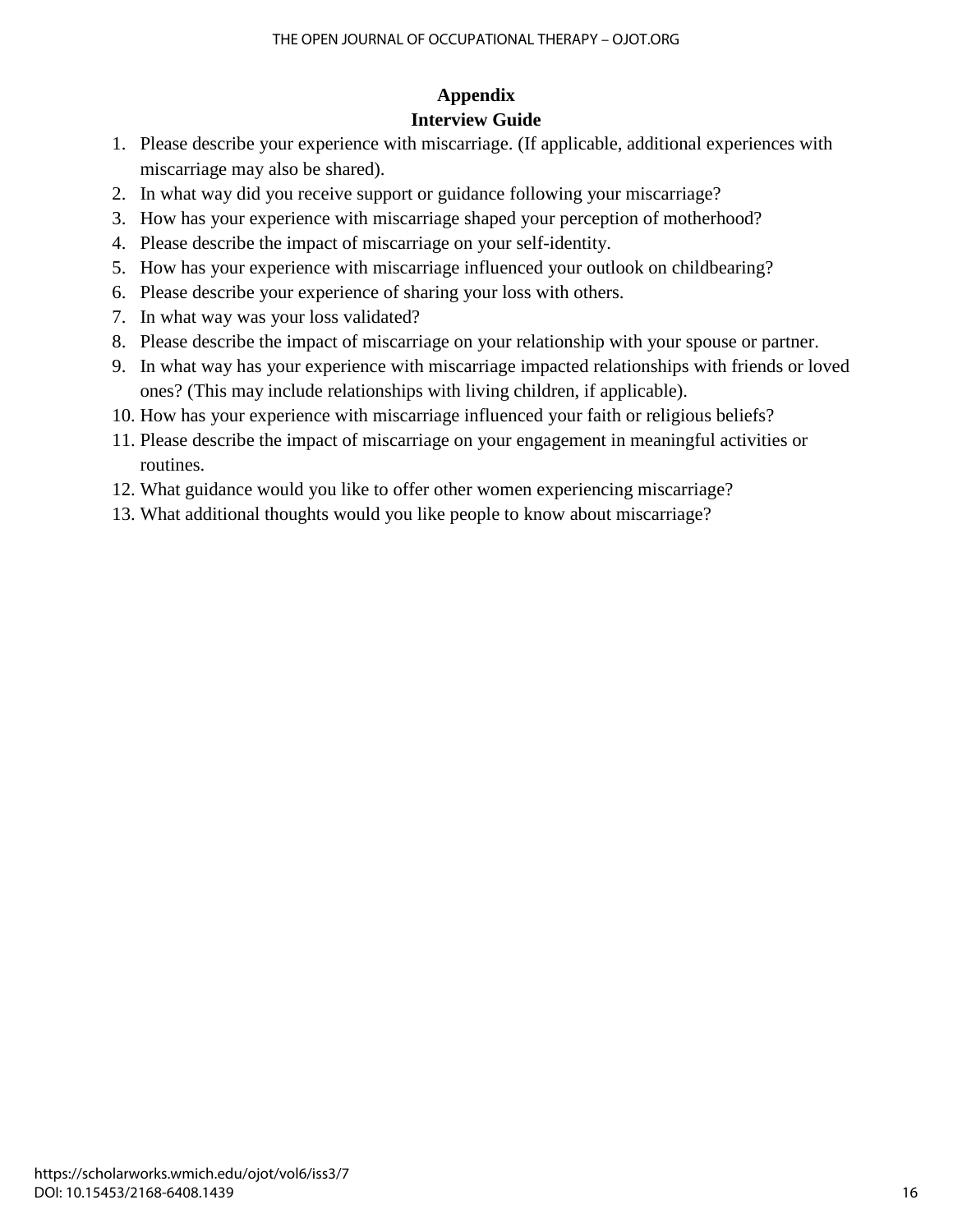## Appendix

### Interview Guide

1. Please describe your experience with miscarriage. (If applicable, additional experiences with miscarriage may also be shared).
2. In what way did you receive support or guidance following your miscarriage?
3. How has your experience with miscarriage shaped your perception of motherhood?
4. Please describe the impact of miscarriage on your self-identity.
5. How has your experience with miscarriage influenced your outlook on childbearing?
6. Please describe your experience of sharing your loss with others.
7. In what way was your loss validated?
8. Please describe the impact of miscarriage on your relationship with your spouse or partner.
9. In what way has your experience with miscarriage impacted relationships with friends or loved ones? (This may include relationships with living children, if applicable).
10. How has your experience with miscarriage influenced your faith or religious beliefs?
11. Please describe the impact of miscarriage on your engagement in meaningful activities or routines.
12. What guidance would you like to offer other women experiencing miscarriage?
13. What additional thoughts would you like people to know about miscarriage?